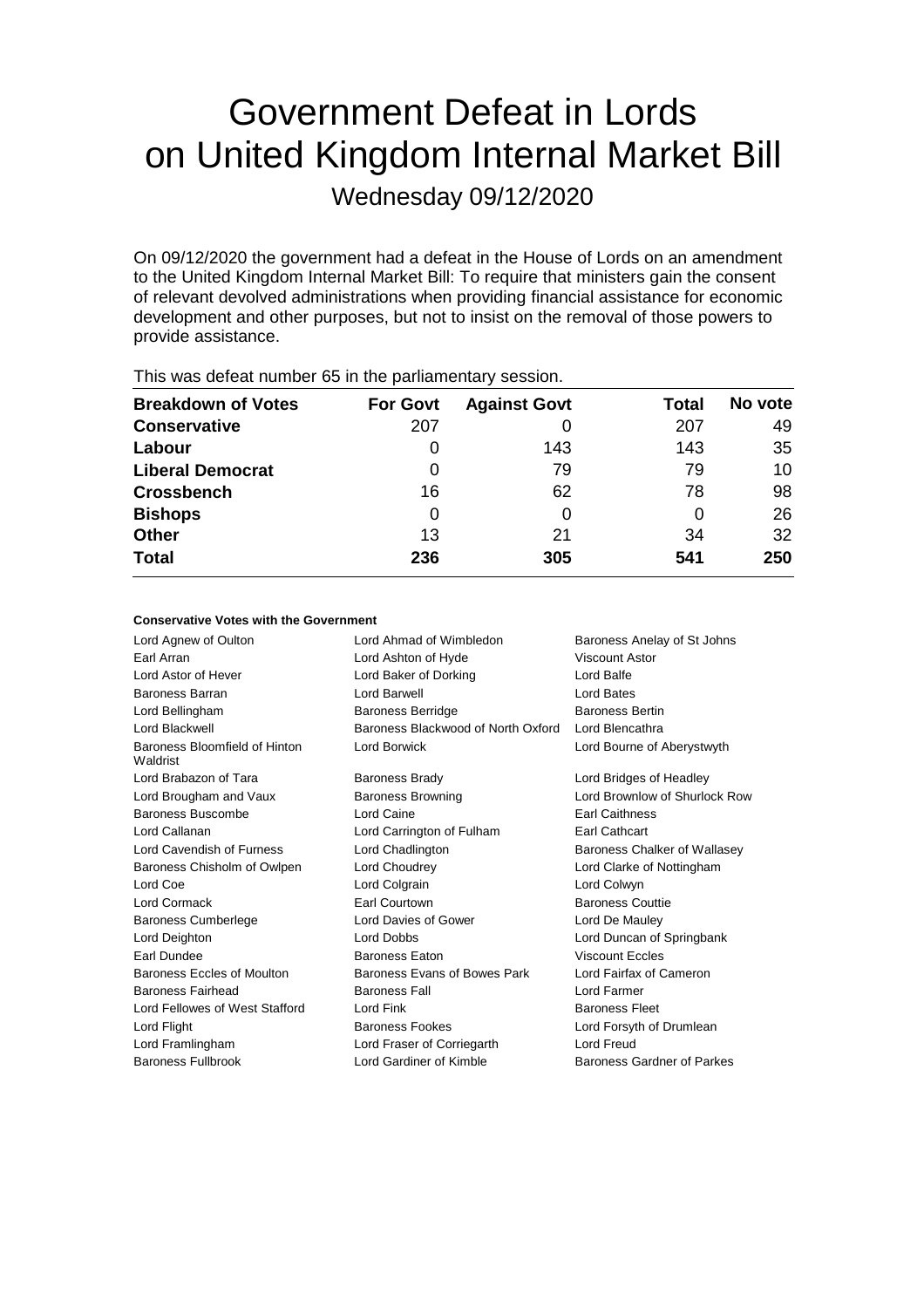# Government Defeat in Lords on United Kingdom Internal Market Bill

Wednesday 09/12/2020

On 09/12/2020 the government had a defeat in the House of Lords on an amendment to the United Kingdom Internal Market Bill: To require that ministers gain the consent of relevant devolved administrations when providing financial assistance for economic development and other purposes, but not to insist on the removal of those powers to provide assistance.

This was defeat number 65 in the parliamentary session.

| Breakdown of Votes | For Govt | Against Govt | Total | No vote |
|---|---|---|---|---|
| **Conservative** | 207 | 0 | 207 | 49 |
| **Labour** | 0 | 143 | 143 | 35 |
| **Liberal Democrat** | 0 | 79 | 79 | 10 |
| **Crossbench** | 16 | 62 | 78 | 98 |
| **Bishops** | 0 | 0 | 0 | 26 |
| **Other** | 13 | 21 | 34 | 32 |
| **Total** | 236 | 305 | 541 | 250 |

**Conservative Votes with the Government**

| | | |
|---|---|---|
| Lord Agnew of Oulton | Lord Ahmad of Wimbledon | Baroness Anelay of St Johns |
| Earl Arran | Lord Ashton of Hyde | Viscount Astor |
| Lord Astor of Hever | Lord Baker of Dorking | Lord Balfe |
| Baroness Barran | Lord Barwell | Lord Bates |
| Lord Bellingham | Baroness Berridge | Baroness Bertin |
| Lord Blackwell | Baroness Blackwood of North Oxford | Lord Blencathra |
| Baroness Bloomfield of Hinton Waldrist | Lord Borwick | Lord Bourne of Aberystwyth |
| Lord Brabazon of Tara | Baroness Brady | Lord Bridges of Headley |
| Lord Brougham and Vaux | Baroness Browning | Lord Brownlow of Shurlock Row |
| Baroness Buscombe | Lord Caine | Earl Caithness |
| Lord Callanan | Lord Carrington of Fulham | Earl Cathcart |
| Lord Cavendish of Furness | Lord Chadlington | Baroness Chalker of Wallasey |
| Baroness Chisholm of Owlpen | Lord Choudrey | Lord Clarke of Nottingham |
| Lord Coe | Lord Colgrain | Lord Colwyn |
| Lord Cormack | Earl Courtown | Baroness Couttie |
| Baroness Cumberlege | Lord Davies of Gower | Lord De Mauley |
| Lord Deighton | Lord Dobbs | Lord Duncan of Springbank |
| Earl Dundee | Baroness Eaton | Viscount Eccles |
| Baroness Eccles of Moulton | Baroness Evans of Bowes Park | Lord Fairfax of Cameron |
| Baroness Fairhead | Baroness Fall | Lord Farmer |
| Lord Fellowes of West Stafford | Lord Fink | Baroness Fleet |
| Lord Flight | Baroness Fookes | Lord Forsyth of Drumlean |
| Lord Framlingham | Lord Fraser of Corriegarth | Lord Freud |
| Baroness Fullbrook | Lord Gardiner of Kimble | Baroness Gardner of Parkes |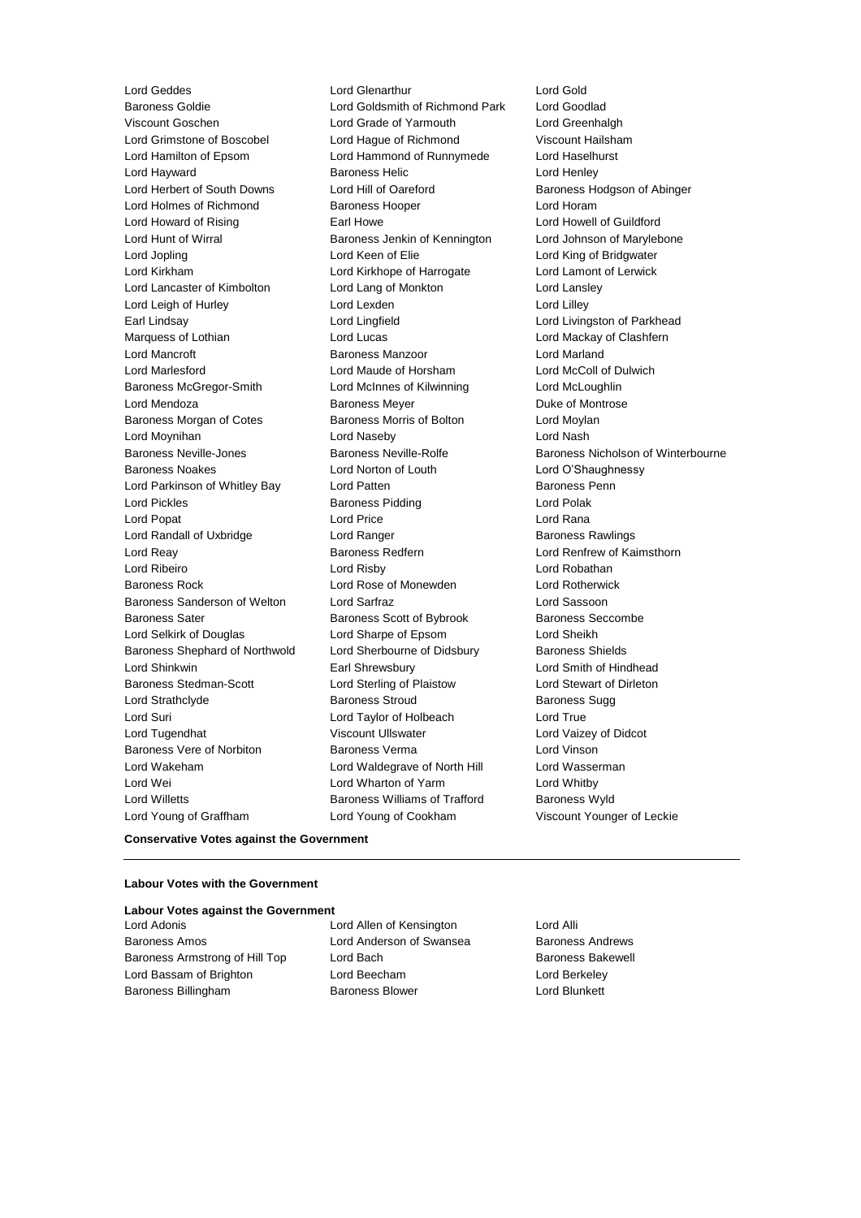Lord Geddes
Lord Glenarthur
Lord Gold
Baroness Goldie
Lord Goldsmith of Richmond Park
Lord Goodlad
Viscount Goschen
Lord Grade of Yarmouth
Lord Greenhalgh
Lord Grimstone of Boscobel
Lord Hague of Richmond
Viscount Hailsham
Lord Hamilton of Epsom
Lord Hammond of Runnymede
Lord Haselhurst
Lord Hayward
Baroness Helic
Lord Henley
Lord Herbert of South Downs
Lord Hill of Oareford
Baroness Hodgson of Abinger
Lord Holmes of Richmond
Baroness Hooper
Lord Horam
Lord Howard of Rising
Earl Howe
Lord Howell of Guildford
Lord Hunt of Wirral
Baroness Jenkin of Kennington
Lord Johnson of Marylebone
Lord Jopling
Lord Keen of Elie
Lord King of Bridgwater
Lord Kirkham
Lord Kirkhope of Harrogate
Lord Lamont of Lerwick
Lord Lancaster of Kimbolton
Lord Lang of Monkton
Lord Lansley
Lord Leigh of Hurley
Lord Lexden
Lord Lilley
Earl Lindsay
Lord Lingfield
Lord Livingston of Parkhead
Marquess of Lothian
Lord Lucas
Lord Mackay of Clashfern
Lord Mancroft
Baroness Manzoor
Lord Marland
Lord Marlesford
Lord Maude of Horsham
Lord McColl of Dulwich
Baroness McGregor-Smith
Lord McInnes of Kilwinning
Lord McLoughlin
Lord Mendoza
Baroness Meyer
Duke of Montrose
Baroness Morgan of Cotes
Baroness Morris of Bolton
Lord Moylan
Lord Moynihan
Lord Naseby
Lord Nash
Baroness Neville-Jones
Baroness Neville-Rolfe
Baroness Nicholson of Winterbourne
Baroness Noakes
Lord Norton of Louth
Lord O'Shaughnessy
Lord Parkinson of Whitley Bay
Lord Patten
Baroness Penn
Lord Pickles
Baroness Pidding
Lord Polak
Lord Popat
Lord Price
Lord Rana
Lord Randall of Uxbridge
Lord Ranger
Baroness Rawlings
Lord Reay
Baroness Redfern
Lord Renfrew of Kaimsthorn
Lord Ribeiro
Lord Risby
Lord Robathan
Baroness Rock
Lord Rose of Monewden
Lord Rotherwick
Baroness Sanderson of Welton
Lord Sarfraz
Lord Sassoon
Baroness Sater
Baroness Scott of Bybrook
Baroness Seccombe
Lord Selkirk of Douglas
Lord Sharpe of Epsom
Lord Sheikh
Baroness Shephard of Northwold
Lord Sherbourne of Didsbury
Baroness Shields
Lord Shinkwin
Earl Shrewsbury
Lord Smith of Hindhead
Baroness Stedman-Scott
Lord Sterling of Plaistow
Lord Stewart of Dirleton
Lord Strathclyde
Baroness Stroud
Baroness Sugg
Lord Suri
Lord Taylor of Holbeach
Lord True
Lord Tugendhat
Viscount Ullswater
Lord Vaizey of Didcot
Baroness Vere of Norbiton
Baroness Verma
Lord Vinson
Lord Wakeham
Lord Waldegrave of North Hill
Lord Wasserman
Lord Wei
Lord Wharton of Yarm
Lord Whitby
Lord Willetts
Baroness Williams of Trafford
Baroness Wyld
Lord Young of Graffham
Lord Young of Cookham
Viscount Younger of Leckie

**Conservative Votes against the Government**

---

**Labour Votes with the Government**

**Labour Votes against the Government**

Lord Adonis
Lord Allen of Kensington
Lord Alli
Baroness Amos
Lord Anderson of Swansea
Baroness Andrews
Baroness Armstrong of Hill Top
Lord Bach
Baroness Bakewell
Lord Bassam of Brighton
Lord Beecham
Lord Berkeley
Baroness Billingham
Baroness Blower
Lord Blunkett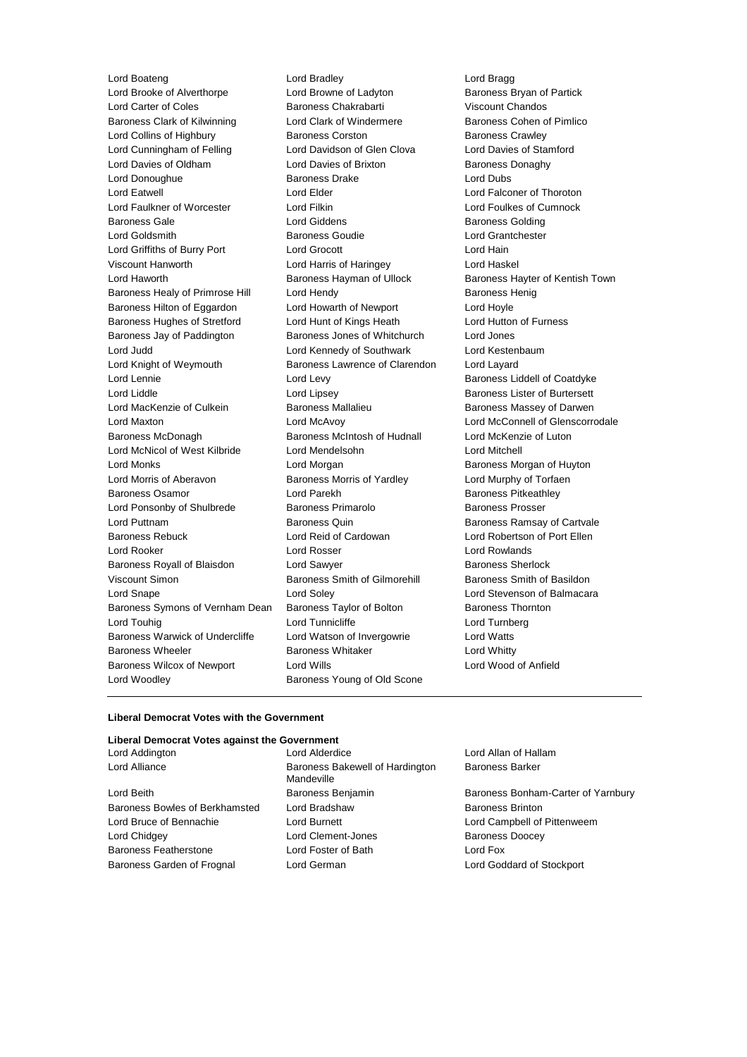Lord Boateng
Lord Bradley
Lord Bragg
Lord Brooke of Alverthorpe
Lord Browne of Ladyton
Baroness Bryan of Partick
Lord Carter of Coles
Baroness Chakrabarti
Viscount Chandos
Baroness Clark of Kilwinning
Lord Clark of Windermere
Baroness Cohen of Pimlico
Lord Collins of Highbury
Baroness Corston
Baroness Crawley
Lord Cunningham of Felling
Lord Davidson of Glen Clova
Lord Davies of Stamford
Lord Davies of Oldham
Lord Davies of Brixton
Baroness Donaghy
Lord Donoughue
Baroness Drake
Lord Dubs
Lord Eatwell
Lord Elder
Lord Falconer of Thoroton
Lord Faulkner of Worcester
Lord Filkin
Lord Foulkes of Cumnock
Baroness Gale
Lord Giddens
Baroness Golding
Lord Goldsmith
Baroness Goudie
Lord Grantchester
Lord Griffiths of Burry Port
Lord Grocott
Lord Hain
Viscount Hanworth
Lord Harris of Haringey
Lord Haskel
Lord Haworth
Baroness Hayman of Ullock
Baroness Hayter of Kentish Town
Baroness Healy of Primrose Hill
Lord Hendy
Baroness Henig
Baroness Hilton of Eggardon
Lord Howarth of Newport
Lord Hoyle
Baroness Hughes of Stretford
Lord Hunt of Kings Heath
Lord Hutton of Furness
Baroness Jay of Paddington
Baroness Jones of Whitchurch
Lord Jones
Lord Judd
Lord Kennedy of Southwark
Lord Kestenbaum
Lord Knight of Weymouth
Baroness Lawrence of Clarendon
Lord Layard
Lord Lennie
Lord Levy
Baroness Liddell of Coatdyke
Lord Liddle
Lord Lipsey
Baroness Lister of Burtersett
Lord MacKenzie of Culkein
Baroness Mallalieu
Baroness Massey of Darwen
Lord Maxton
Lord McAvoy
Lord McConnell of Glenscorrodale
Baroness McDonagh
Baroness McIntosh of Hudnall
Lord McKenzie of Luton
Lord McNicol of West Kilbride
Lord Mendelsohn
Lord Mitchell
Lord Monks
Lord Morgan
Baroness Morgan of Huyton
Lord Morris of Aberavon
Baroness Morris of Yardley
Lord Murphy of Torfaen
Baroness Osamor
Lord Parekh
Baroness Pitkeathley
Lord Ponsonby of Shulbrede
Baroness Primarolo
Baroness Prosser
Lord Puttnam
Baroness Quin
Baroness Ramsay of Cartvale
Baroness Rebuck
Lord Reid of Cardowan
Lord Robertson of Port Ellen
Lord Rooker
Lord Rosser
Lord Rowlands
Baroness Royall of Blaisdon
Lord Sawyer
Baroness Sherlock
Viscount Simon
Baroness Smith of Gilmorehill
Baroness Smith of Basildon
Lord Snape
Lord Soley
Lord Stevenson of Balmacara
Baroness Symons of Vernham Dean
Baroness Taylor of Bolton
Baroness Thornton
Lord Touhig
Lord Tunnicliffe
Lord Turnberg
Baroness Warwick of Undercliffe
Lord Watson of Invergowrie
Lord Watts
Baroness Wheeler
Baroness Whitaker
Lord Whitty
Baroness Wilcox of Newport
Lord Wills
Lord Wood of Anfield
Lord Woodley
Baroness Young of Old Scone

---

**Liberal Democrat Votes with the Government**

**Liberal Democrat Votes against the Government**

Lord Addington
Lord Alderdice
Lord Allan of Hallam
Lord Alliance
Baroness Bakewell of Hardington Mandeville
Baroness Barker
Lord Beith
Baroness Benjamin
Baroness Bonham-Carter of Yarnbury
Baroness Bowles of Berkhamsted
Lord Bradshaw
Baroness Brinton
Lord Bruce of Bennachie
Lord Burnett
Lord Campbell of Pittenweem
Lord Chidgey
Lord Clement-Jones
Baroness Doocey
Baroness Featherstone
Lord Foster of Bath
Lord Fox
Baroness Garden of Frognal
Lord German
Lord Goddard of Stockport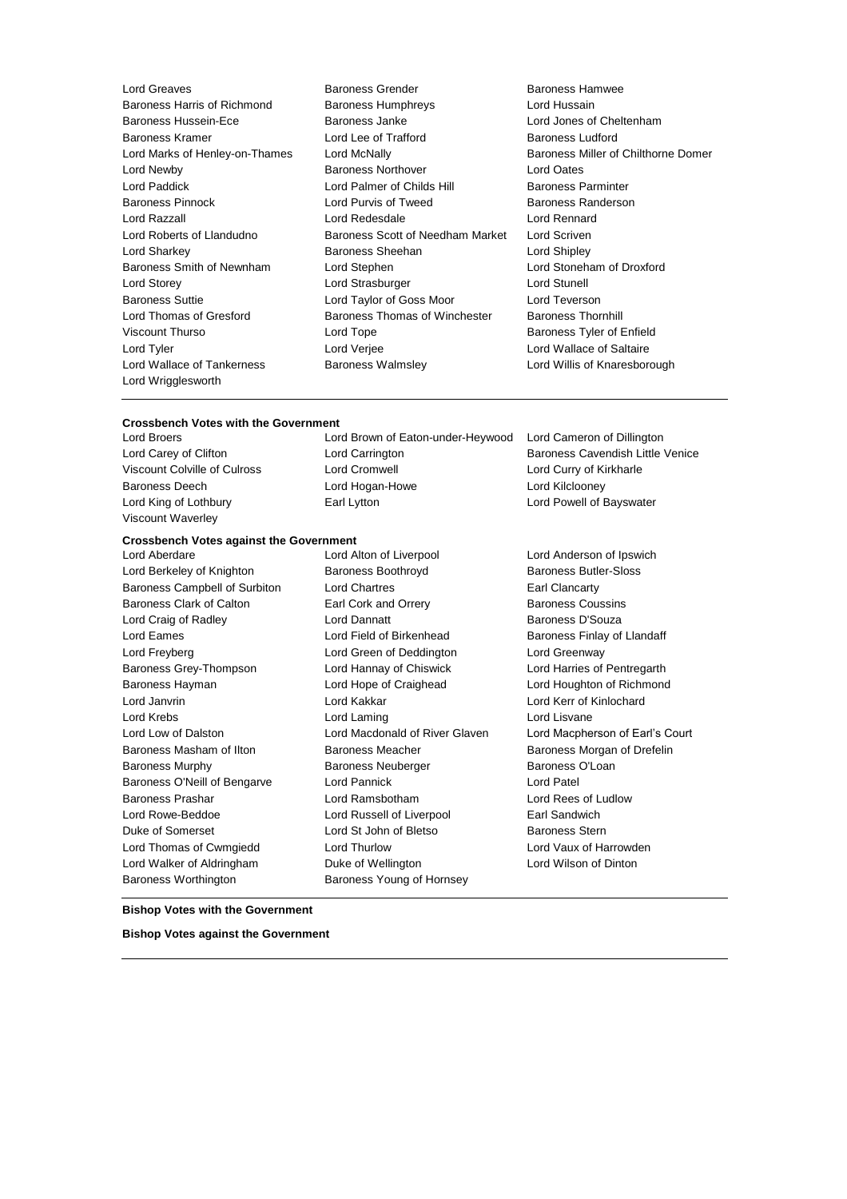Lord Greaves
Baroness Grender
Baroness Hamwee
Baroness Harris of Richmond
Baroness Humphreys
Lord Hussain
Baroness Hussein-Ece
Baroness Janke
Lord Jones of Cheltenham
Baroness Kramer
Lord Lee of Trafford
Baroness Ludford
Lord Marks of Henley-on-Thames
Lord McNally
Baroness Miller of Chilthorne Domer
Lord Newby
Baroness Northover
Lord Oates
Lord Paddick
Lord Palmer of Childs Hill
Baroness Parminter
Baroness Pinnock
Lord Purvis of Tweed
Baroness Randerson
Lord Razzall
Lord Redesdale
Lord Rennard
Lord Roberts of Llandudno
Baroness Scott of Needham Market
Lord Scriven
Lord Sharkey
Baroness Sheehan
Lord Shipley
Baroness Smith of Newnham
Lord Stephen
Lord Stoneham of Droxford
Lord Storey
Lord Strasburger
Lord Stunell
Baroness Suttie
Lord Taylor of Goss Moor
Lord Teverson
Lord Thomas of Gresford
Baroness Thomas of Winchester
Baroness Thornhill
Viscount Thurso
Lord Tope
Baroness Tyler of Enfield
Lord Tyler
Lord Verjee
Lord Wallace of Saltaire
Lord Wallace of Tankerness
Baroness Walmsley
Lord Willis of Knaresborough
Lord Wrigglesworth

---

**Crossbench Votes with the Government**

Lord Broers
Lord Brown of Eaton-under-Heywood
Lord Cameron of Dillington
Lord Carey of Clifton
Lord Carrington
Baroness Cavendish Little Venice
Viscount Colville of Culross
Lord Cromwell
Lord Curry of Kirkharle
Baroness Deech
Lord Hogan-Howe
Lord Kilclooney
Lord King of Lothbury
Earl Lytton
Lord Powell of Bayswater
Viscount Waverley

**Crossbench Votes against the Government**

Lord Aberdare
Lord Alton of Liverpool
Lord Anderson of Ipswich
Lord Berkeley of Knighton
Baroness Boothroyd
Baroness Butler-Sloss
Baroness Campbell of Surbiton
Lord Chartres
Earl Clancarty
Baroness Clark of Calton
Earl Cork and Orrery
Baroness Coussins
Lord Craig of Radley
Lord Dannatt
Baroness D'Souza
Lord Eames
Lord Field of Birkenhead
Baroness Finlay of Llandaff
Lord Freyberg
Lord Green of Deddington
Lord Greenway
Baroness Grey-Thompson
Lord Hannay of Chiswick
Lord Harries of Pentregarth
Baroness Hayman
Lord Hope of Craighead
Lord Houghton of Richmond
Lord Janvrin
Lord Kakkar
Lord Kerr of Kinlochard
Lord Krebs
Lord Laming
Lord Lisvane
Lord Low of Dalston
Lord Macdonald of River Glaven
Lord Macpherson of Earl's Court
Baroness Masham of Ilton
Baroness Meacher
Baroness Morgan of Drefelin
Baroness Murphy
Baroness Neuberger
Baroness O'Loan
Baroness O'Neill of Bengarve
Lord Pannick
Lord Patel
Baroness Prashar
Lord Ramsbotham
Lord Rees of Ludlow
Lord Rowe-Beddoe
Lord Russell of Liverpool
Earl Sandwich
Duke of Somerset
Lord St John of Bletso
Baroness Stern
Lord Thomas of Cwmgiedd
Lord Thurlow
Lord Vaux of Harrowden
Lord Walker of Aldringham
Duke of Wellington
Lord Wilson of Dinton
Baroness Worthington
Baroness Young of Hornsey

---

**Bishop Votes with the Government**

**Bishop Votes against the Government**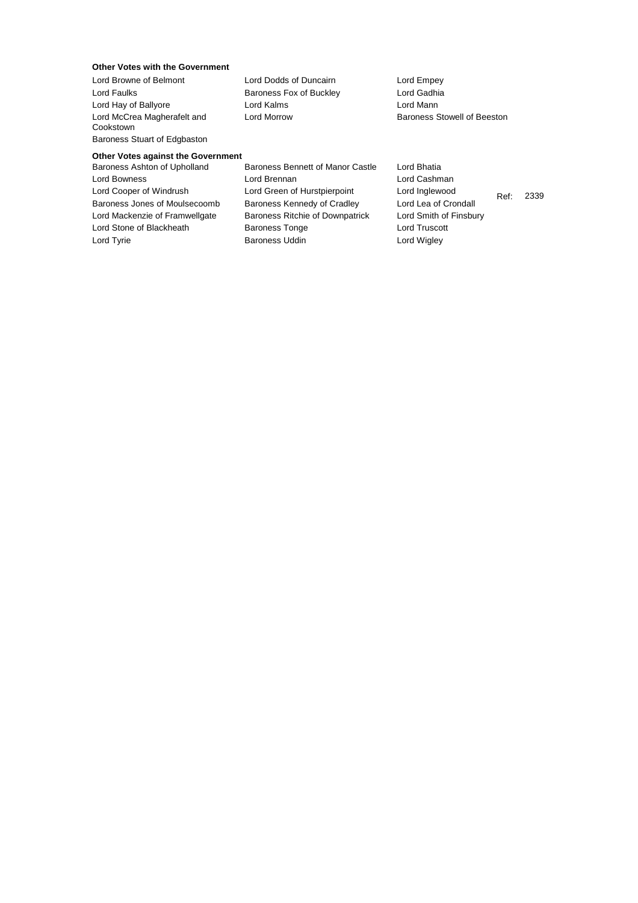**Other Votes with the Government**

| | | |
|---|---|---|
| Lord Browne of Belmont | Lord Dodds of Duncairn | Lord Empey |
| Lord Faulks | Baroness Fox of Buckley | Lord Gadhia |
| Lord Hay of Ballyore | Lord Kalms | Lord Mann |
| Lord McCrea Magherafelt and Cookstown | Lord Morrow | Baroness Stowell of Beeston |
| Baroness Stuart of Edgbaston | | |

**Other Votes against the Government**

| | | |
|---|---|---|
| Baroness Ashton of Upholland | Baroness Bennett of Manor Castle | Lord Bhatia |
| Lord Bowness | Lord Brennan | Lord Cashman |
| Lord Cooper of Windrush | Lord Green of Hurstpierpoint | Lord Inglewood |
| Baroness Jones of Moulsecoomb | Baroness Kennedy of Cradley | Lord Lea of Crondall |
| Lord Mackenzie of Framwellgate | Baroness Ritchie of Downpatrick | Lord Smith of Finsbury |
| Lord Stone of Blackheath | Baroness Tonge | Lord Truscott |
| Lord Tyrie | Baroness Uddin | Lord Wigley |

Ref: 2339